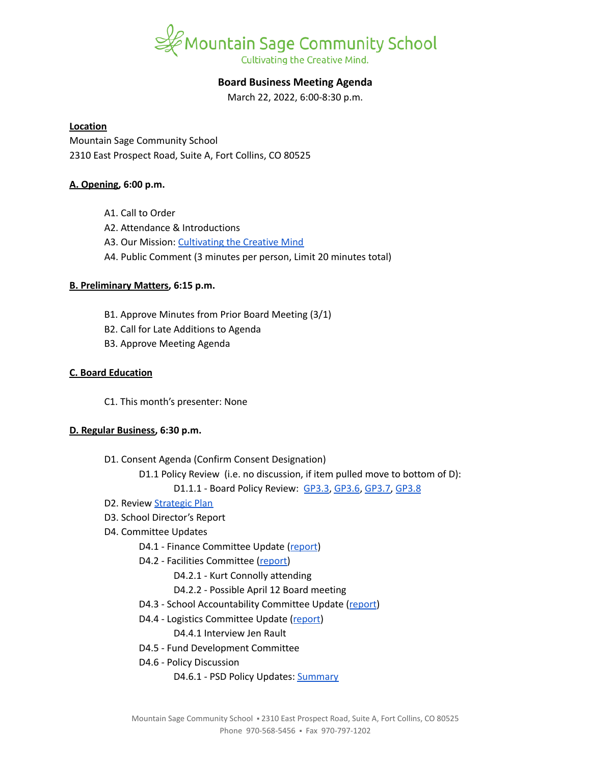# Mountain Sage Community School

Cultivating the Creative Mind.

## Board Business Meeting Agenda

March 22, 2022, 6:00-8:30 p.m.

**Location**

Mountain Sage Community School
2310 East Prospect Road, Suite A, Fort Collins, CO 80525

**A. Opening, 6:00 p.m.**

- A1. Call to Order
- A2. Attendance & Introductions
- A3. Our Mission: Cultivating the Creative Mind
- A4. Public Comment (3 minutes per person, Limit 20 minutes total)

**B. Preliminary Matters, 6:15 p.m.**

- B1. Approve Minutes from Prior Board Meeting (3/1)
- B2. Call for Late Additions to Agenda
- B3. Approve Meeting Agenda

**C. Board Education**

- C1. This month's presenter: None

**D. Regular Business, 6:30 p.m.**

- D1. Consent Agenda (Confirm Consent Designation)
  - D1.1 Policy Review (i.e. no discussion, if item pulled move to bottom of D):
    - D1.1.1 - Board Policy Review: GP3.3, GP3.6, GP3.7, GP3.8
- D2. Review Strategic Plan
- D3. School Director's Report
- D4. Committee Updates
  - D4.1 - Finance Committee Update (report)
  - D4.2 - Facilities Committee (report)
    - D4.2.1 - Kurt Connolly attending
    - D4.2.2 - Possible April 12 Board meeting
  - D4.3 - School Accountability Committee Update (report)
  - D4.4 - Logistics Committee Update (report)
    - D4.4.1 Interview Jen Rault
  - D4.5 - Fund Development Committee
  - D4.6 - Policy Discussion
    - D4.6.1 - PSD Policy Updates: Summary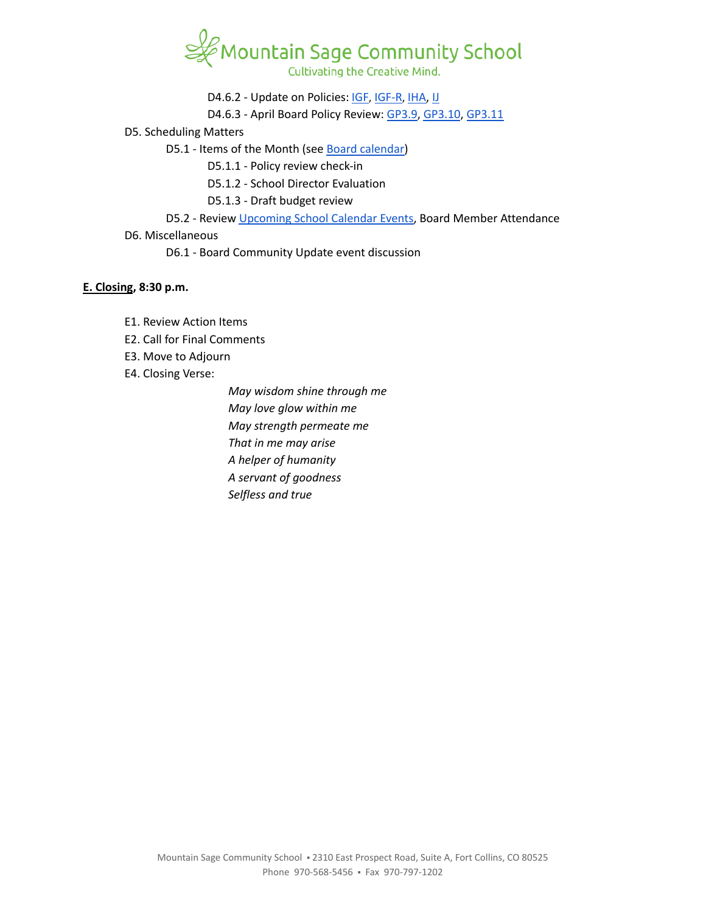D4.6.2 - Update on Policies: IGF, IGF-R, IHA, IJ

D4.6.3 - April Board Policy Review: GP3.9, GP3.10, GP3.11

D5. Scheduling Matters

D5.1 - Items of the Month (see Board calendar)

D5.1.1 - Policy review check-in

D5.1.2 - School Director Evaluation

D5.1.3 - Draft budget review

D5.2 - Review Upcoming School Calendar Events, Board Member Attendance

D6. Miscellaneous

D6.1 - Board Community Update event discussion

**E. Closing, 8:30 p.m.**

E1. Review Action Items

E2. Call for Final Comments

E3. Move to Adjourn

E4. Closing Verse:

*May wisdom shine through me*
*May love glow within me*
*May strength permeate me*
*That in me may arise*
*A helper of humanity*
*A servant of goodness*
*Selfless and true*